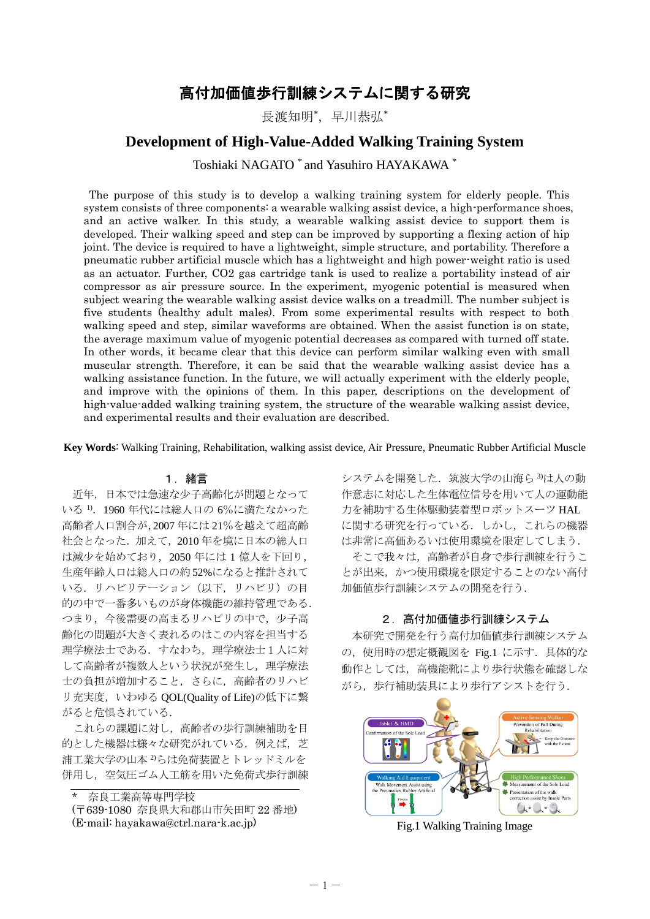# 高付加価値歩行訓練システムに関する研究

長渡知明*，早川恭弘*

## Development of High-Value-Added Walking Training System

Toshiaki NAGATO * and Yasuhiro HAYAKAWA *

The purpose of this study is to develop a walking training system for elderly people. This system consists of three components: a wearable walking assist device, a high-performance shoes, and an active walker. In this study, a wearable walking assist device to support them is developed. Their walking speed and step can be improved by supporting a flexing action of hip joint. The device is required to have a lightweight, simple structure, and portability. Therefore a pneumatic rubber artificial muscle which has a lightweight and high power-weight ratio is used as an actuator. Further, CO2 gas cartridge tank is used to realize a portability instead of air compressor as air pressure source. In the experiment, myogenic potential is measured when subject wearing the wearable walking assist device walks on a treadmill. The number subject is five students (healthy adult males). From some experimental results with respect to both walking speed and step, similar waveforms are obtained. When the assist function is on state, the average maximum value of myogenic potential decreases as compared with turned off state. In other words, it became clear that this device can perform similar walking even with small muscular strength. Therefore, it can be said that the wearable walking assist device has a walking assistance function. In the future, we will actually experiment with the elderly people, and improve with the opinions of them. In this paper, descriptions on the development of high-value-added walking training system, the structure of the wearable walking assist device, and experimental results and their evaluation are described.

**Key Words**: Walking Training, Rehabilitation, walking assist device, Air Pressure, Pneumatic Rubber Artificial Muscle

## １．緒言

近年，日本では急速な少子高齢化が問題となっている [1]．1960 年代には総人口の 6%に満たなかった高齢者人口割合が，2007 年には 21%を越えて超高齢社会となった．加えて，2010 年を境に日本の総人口は減少を始めており，2050 年には 1 億人を下回り，生産年齢人口は総人口の約 52%になると推計されている．リハビリテーション（以下，リハビリ）の目的の中で一番多いものが身体機能の維持管理である．つまり，今後需要の高まるリハビリの中で，少子高齢化の問題が大きく表れるのはこの内容を担当する理学療法士である．すなわち，理学療法士 1 人に対して高齢者が複数人という状況が発生し，理学療法士の負担が増加すること，さらに，高齢者のリハビリ充実度，いわゆる QOL(Quality of Life)の低下に繋がると危惧されている．

これらの課題に対し，高齢者の歩行訓練補助を目的とした機器は様々な研究がれている．例えば，芝浦工業大学の山本 [2]らは免荷装置とトレッドミルを併用し，空気圧ゴム人工筋を用いた免荷式歩行訓練システムを開発した．筑波大学の山海ら [3]は人の動作意志に対応した生体電位信号を用いて人の運動能力を補助する生体駆動装着型ロボットスーツ HAL に関する研究を行っている．しかし，これらの機器は非常に高価あるいは使用環境を限定してしまう．

そこで我々は，高齢者が自身で歩行訓練を行うことが出来，かつ使用環境を限定することのない高付加価値歩行訓練システムの開発を行う．

## ２．高付加価値歩行訓練システム

本研究で開発を行う高付加価値歩行訓練システムの，使用時の想定概観図を Fig.1 に示す．具体的な動作としては，高機能靴により歩行状態を確認しながら，歩行補助装具により歩行アシストを行う．

Fig.1 Walking Training Image

---

\* 奈良工業高等専門学校
(〒639-1080 奈良県大和郡山市矢田町 22 番地)
(E-mail: hayakawa@ctrl.nara-k.ac.jp)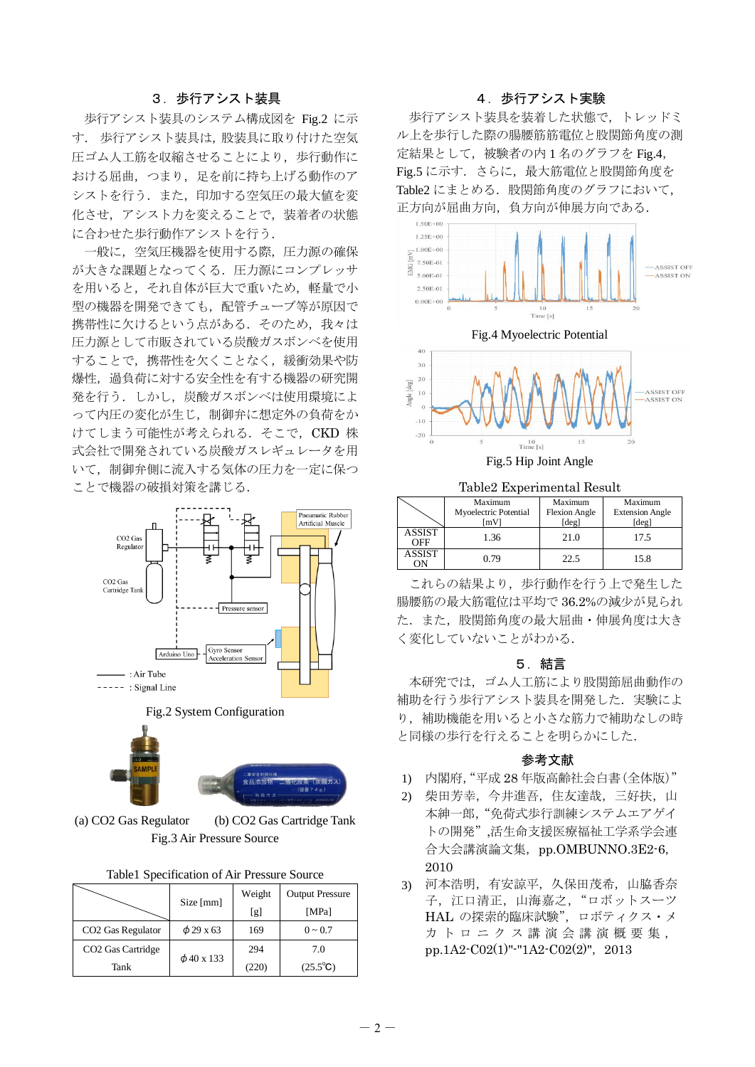## 3．歩行アシスト装具

歩行アシスト装具のシステム構成図を Fig.2 に示す．歩行アシスト装具は，股装具に取り付けた空気圧ゴム人工筋を収縮させることにより，歩行動作における屈曲，つまり，足を前に持ち上げる動作のアシストを行う．また，印加する空気圧の最大値を変化させ，アシスト力を変えることで，装着者の状態に合わせた歩行動作アシストを行う．

一般に，空気圧機器を使用する際，圧力源の確保が大きな課題となってくる．圧力源にコンプレッサを用いると，それ自体が巨大で重いため，軽量で小型の機器を開発できても，配管チューブ等が原因で携帯性に欠けるという点がある．そのため，我々は圧力源として市販されている炭酸ガスボンベを使用することで，携帯性を欠くことなく，緩衝効果や防爆性，過負荷に対する安全性を有する機器の研究開発を行う．しかし，炭酸ガスボンベは使用環境によって内圧の変化が生じ，制御弁に想定外の負荷をかけてしまう可能性が考えられる．そこで，CKD 株式会社で開発されている炭酸ガスレギュレータを用いて，制御弁側に流入する気体の圧力を一定に保つことで機器の破損対策を講じる．

CO2 Gas Regulator
CO2 Gas Cartridge Tank
Pneumatic Rubber Artificial Muscle
Pressure sensor
Arduino Uno
Gyro Sensor Acceleration Sensor
: Air Tube
: Signal Line

Fig.2 System Configuration

(a) CO2 Gas Regulator　(b) CO2 Gas Cartridge Tank

Fig.3 Air Pressure Source

Table1 Specification of Air Pressure Source

| | Size [mm] | Weight [g] | Output Pressure [MPa] |
|---|---|---|---|
| CO2 Gas Regulator | φ29 x 63 | 169 | 0 ~ 0.7 |
| CO2 Gas Cartridge Tank | φ40 x 133 | 294 (220) | 7.0 (25.5℃) |

## 4．歩行アシスト実験

歩行アシスト装具を装着した状態で，トレッドミル上を歩行した際の腸腰筋筋電位と股関節角度の測定結果として，被験者の内 1 名のグラフを Fig.4, Fig.5 に示す．さらに，最大筋電位と股関節角度を Table2 にまとめる．股関節角度のグラフにおいて，正方向が屈曲方向，負方向が伸展方向である．

EMG [mV]
1.50E+00
1.25E+00
1.00E+00
7.50E-01
5.00E-01
2.50E-01
0.00E+00
0 5 10 15 20
Time [s]
ASSIST OFF
ASSIST ON

Fig.4 Myoelectric Potential

Angle [deg]
40
30
20
10
0
-10
-20
0 5 10 15 20
Time [s]
ASSIST OFF
ASSIST ON

Fig.5 Hip Joint Angle

Table2 Experimental Result

| | Maximum Myoelectric Potential [mV] | Maximum Flexion Angle [deg] | Maximum Extension Angle [deg] |
|---|---|---|---|
| ASSIST OFF | 1.36 | 21.0 | 17.5 |
| ASSIST ON | 0.79 | 22.5 | 15.8 |

これらの結果より，歩行動作を行う上で発生した腸腰筋の最大筋電位は平均で 36.2%の減少が見られた．また，股関節角度の最大屈曲・伸展角度は大きく変化していないことがわかる．

## 5．結言

本研究では，ゴム人工筋により股関節屈曲動作の補助を行う歩行アシスト装具を開発した．実験により，補助機能を用いると小さな筋力で補助なしの時と同様の歩行を行えることを明らかにした．

## 参考文献

1) 内閣府,“平成 28 年版高齢社会白書(全体版)”
2) 柴田芳幸，今井進吾，住友達哉，三好扶，山本紳一郎,“免荷式歩行訓練システムエアゲイトの開発”,活生命支援医療福祉工学系学会連合大会講演論文集，pp.OMBUNNO.3E2-6, 2010
3) 河本浩明，有安諒平，久保田茂希，山脇香奈子，江口清正，山海嘉之,“ロボットスーツ HAL の探索的臨床試験”，ロボティクス・メカトロニクス講演会講演概要集，pp.1A2-C02(1)"-"1A2-C02(2)", 2013